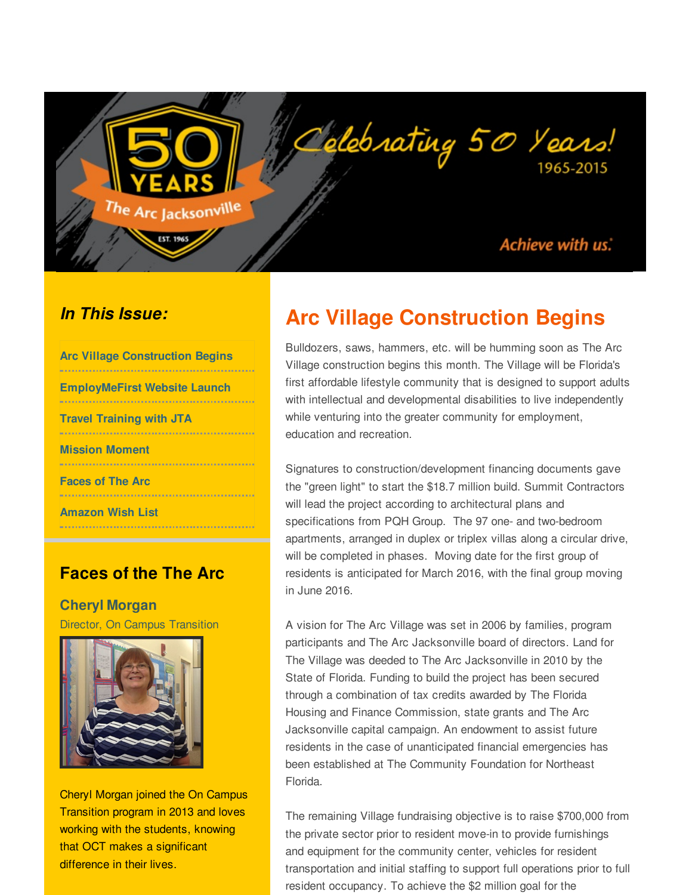Celebrating 50 Years! 1965-2015

50 YEARS The Arc Jacksonville EST. 1965

Achieve with us.

### *In This Issue:*

- Arc Village Construction Begins
- EmployMeFirst Website Launch
- Travel Training with JTA
- Mission Moment
- Faces of The Arc
- Amazon Wish List

## Faces of the The Arc

### Cheryl Morgan

Director, On Campus Transition

Cheryl Morgan joined the On Campus Transition program in 2013 and loves working with the students, knowing that OCT makes a significant difference in their lives.

# Arc Village Construction Begins

Bulldozers, saws, hammers, etc. will be humming soon as The Arc Village construction begins this month. The Village will be Florida's first affordable lifestyle community that is designed to support adults with intellectual and developmental disabilities to live independently while venturing into the greater community for employment, education and recreation.

Signatures to construction/development financing documents gave the "green light" to start the $18.7 million build. Summit Contractors will lead the project according to architectural plans and specifications from PQH Group. The 97 one- and two-bedroom apartments, arranged in duplex or triplex villas along a circular drive, will be completed in phases. Moving date for the first group of residents is anticipated for March 2016, with the final group moving in June 2016.

A vision for The Arc Village was set in 2006 by families, program participants and The Arc Jacksonville board of directors. Land for The Village was deeded to The Arc Jacksonville in 2010 by the State of Florida. Funding to build the project has been secured through a combination of tax credits awarded by The Florida Housing and Finance Commission, state grants and The Arc Jacksonville capital campaign. An endowment to assist future residents in the case of unanticipated financial emergencies has been established at The Community Foundation for Northeast Florida.

The remaining Village fundraising objective is to raise $700,000 from the private sector prior to resident move-in to provide furnishings and equipment for the community center, vehicles for resident transportation and initial staffing to support full operations prior to full resident occupancy. To achieve the $2 million goal for the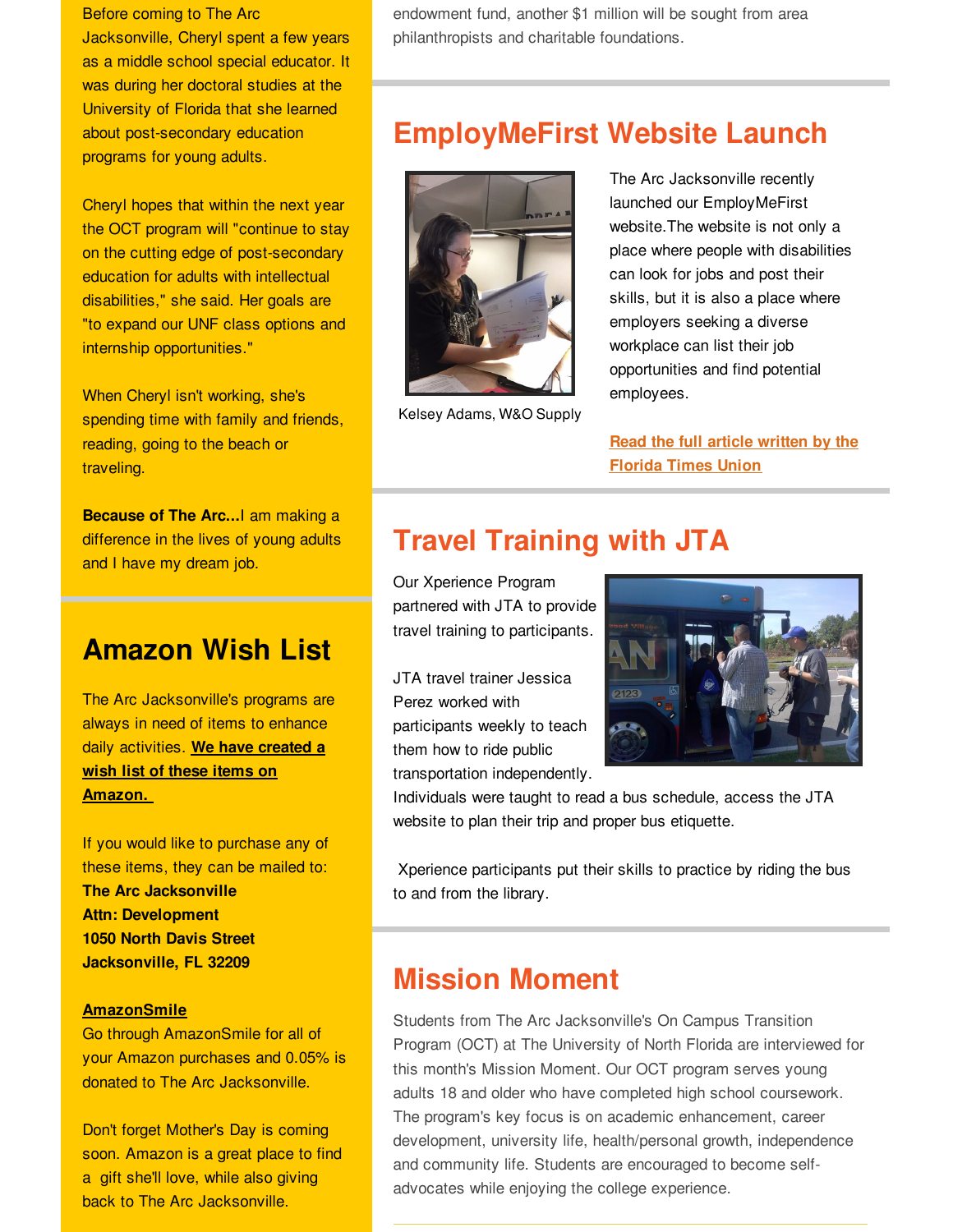Before coming to The Arc Jacksonville, Cheryl spent a few years as a middle school special educator. It was during her doctoral studies at the University of Florida that she learned about post-secondary education programs for young adults.

Cheryl hopes that within the next year the OCT program will "continue to stay on the cutting edge of post-secondary education for adults with intellectual disabilities," she said. Her goals are "to expand our UNF class options and internship opportunities."

When Cheryl isn't working, she's spending time with family and friends, reading, going to the beach or traveling.

**Because of The Arc...**I am making a difference in the lives of young adults and I have my dream job.

## Amazon Wish List

The Arc Jacksonville's programs are always in need of items to enhance daily activities. **We have created a wish list of these items on Amazon.**

If you would like to purchase any of these items, they can be mailed to:
**The Arc Jacksonville**
**Attn: Development**
**1050 North Davis Street**
**Jacksonville, FL 32209**

**AmazonSmile**
Go through AmazonSmile for all of your Amazon purchases and 0.05% is donated to The Arc Jacksonville.

Don't forget Mother's Day is coming soon. Amazon is a great place to find a gift she'll love, while also giving back to The Arc Jacksonville.

endowment fund, another $1 million will be sought from area philanthropists and charitable foundations.

## EmployMeFirst Website Launch

Kelsey Adams, W&O Supply

The Arc Jacksonville recently launched our EmployMeFirst website.The website is not only a place where people with disabilities can look for jobs and post their skills, but it is also a place where employers seeking a diverse workplace can list their job opportunities and find potential employees.

**Read the full article written by the Florida Times Union**

## Travel Training with JTA

Our Xperience Program partnered with JTA to provide travel training to participants.

JTA travel trainer Jessica Perez worked with participants weekly to teach them how to ride public transportation independently. Individuals were taught to read a bus schedule, access the JTA website to plan their trip and proper bus etiquette.

Xperience participants put their skills to practice by riding the bus to and from the library.

## Mission Moment

Students from The Arc Jacksonville's On Campus Transition Program (OCT) at The University of North Florida are interviewed for this month's Mission Moment. Our OCT program serves young adults 18 and older who have completed high school coursework. The program's key focus is on academic enhancement, career development, university life, health/personal growth, independence and community life. Students are encouraged to become self-advocates while enjoying the college experience.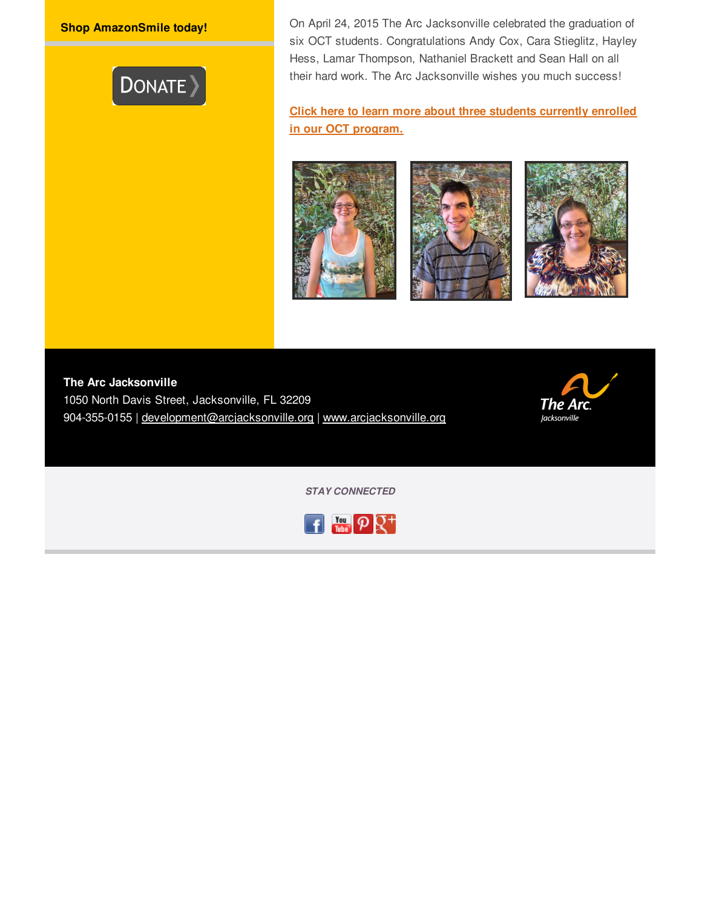**Shop AmazonSmile today!**

DONATE

On April 24, 2015 The Arc Jacksonville celebrated the graduation of six OCT students. Congratulations Andy Cox, Cara Stieglitz, Hayley Hess, Lamar Thompson, Nathaniel Brackett and Sean Hall on all their hard work. The Arc Jacksonville wishes you much success!

**Click here to learn more about three students currently enrolled in our OCT program.**

**The Arc Jacksonville**
1050 North Davis Street, Jacksonville, FL 32209
904-355-0155 | development@arcjacksonville.org | www.arcjacksonville.org

*STAY CONNECTED*